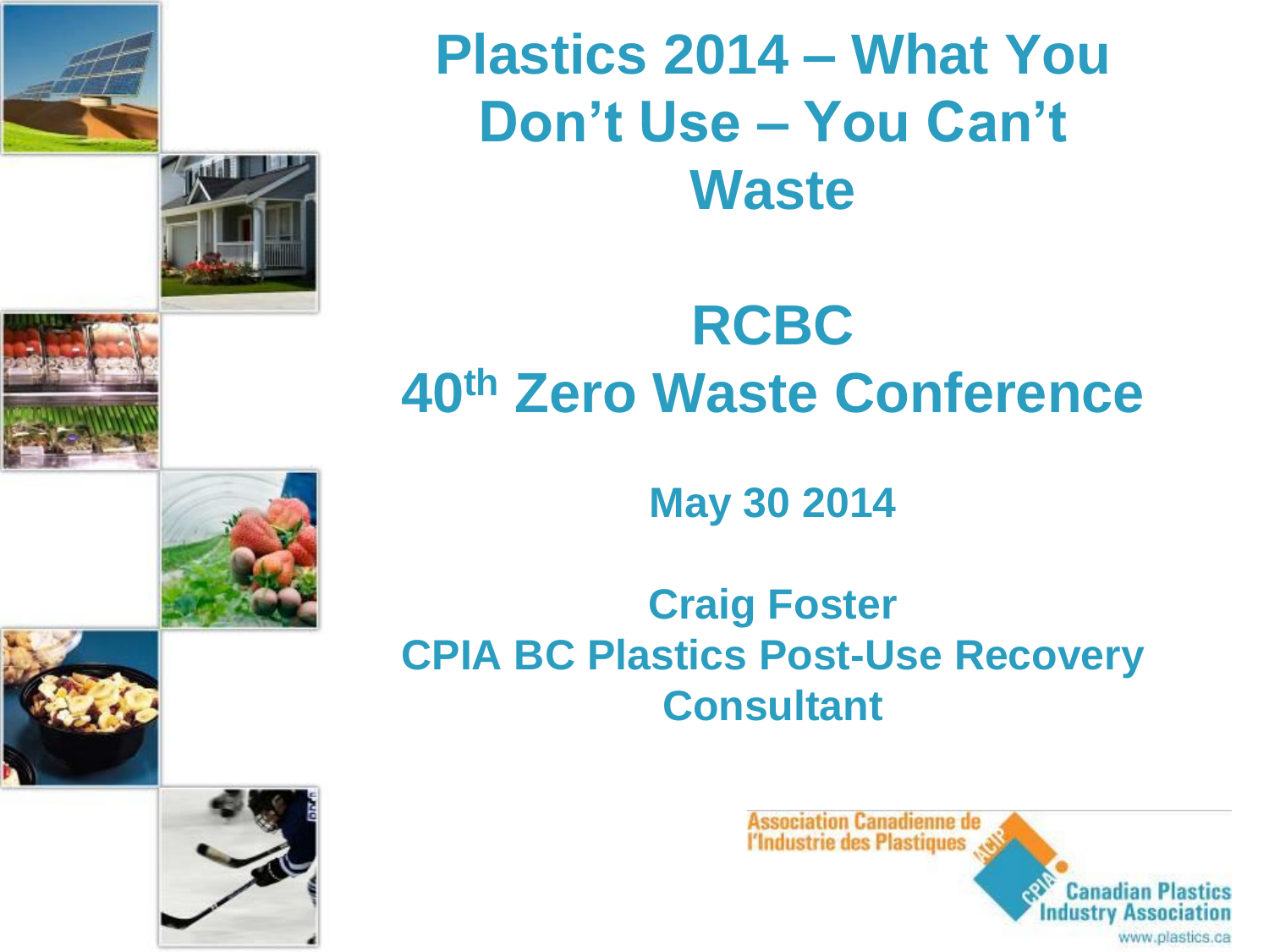# Plastics 2014 – What You Don't Use – You Can't Waste

## RCBC 40th Zero Waste Conference

**May 30 2014**

**Craig Foster**
**CPIA BC Plastics Post-Use Recovery Consultant**

Association Canadienne de l'Industrie des Plastiques
ACIP CPIA
Canadian Plastics Industry Association
www.plastics.ca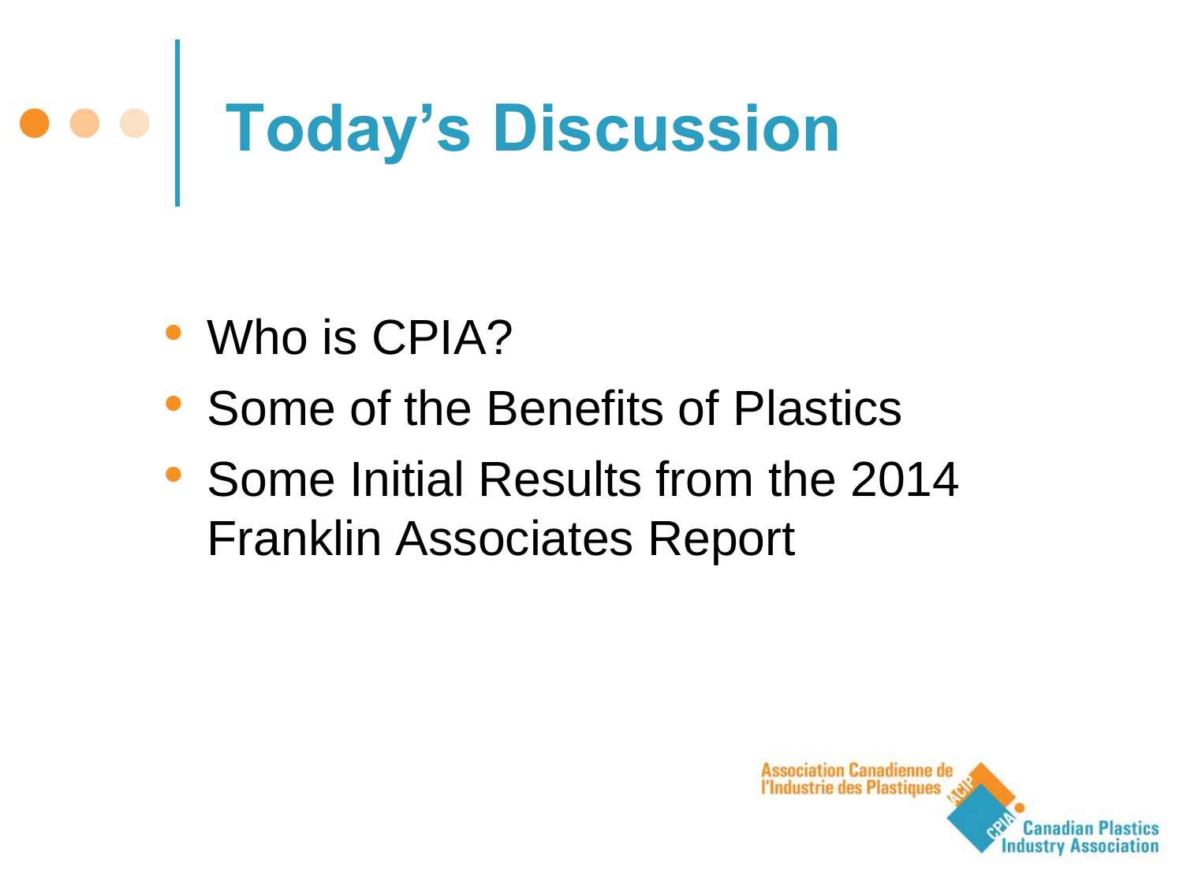# Today's Discussion

- Who is CPIA?
- Some of the Benefits of Plastics
- Some Initial Results from the 2014 Franklin Associates Report

Association Canadienne de l'Industrie des Plastiques

Canadian Plastics Industry Association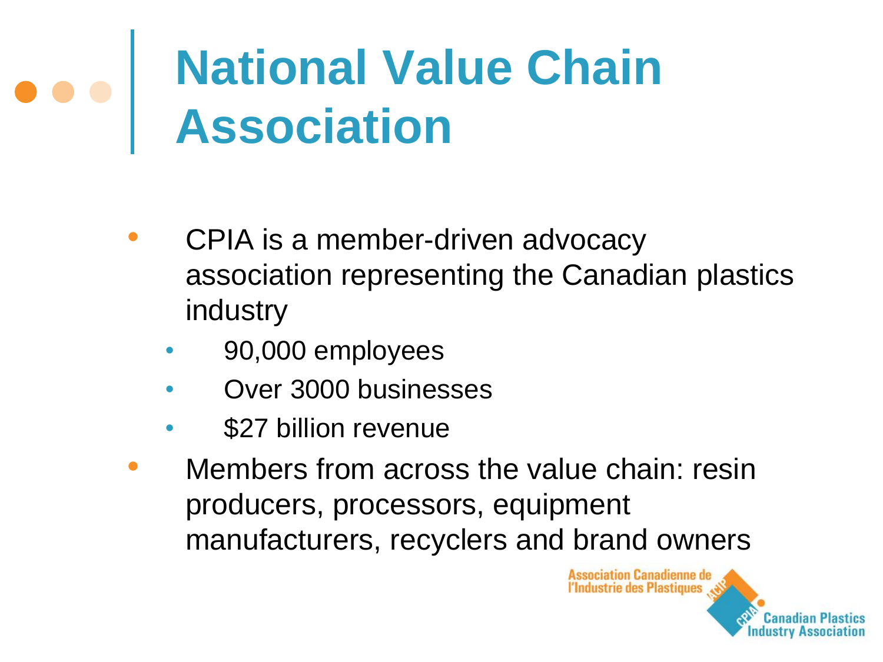# National Value Chain Association

- CPIA is a member-driven advocacy association representing the Canadian plastics industry
  - 90,000 employees
  - Over 3000 businesses
  - $27 billion revenue
- Members from across the value chain: resin producers, processors, equipment manufacturers, recyclers and brand owners

Association Canadienne de l'Industrie des Plastiques
ACIP
CPIA
Canadian Plastics Industry Association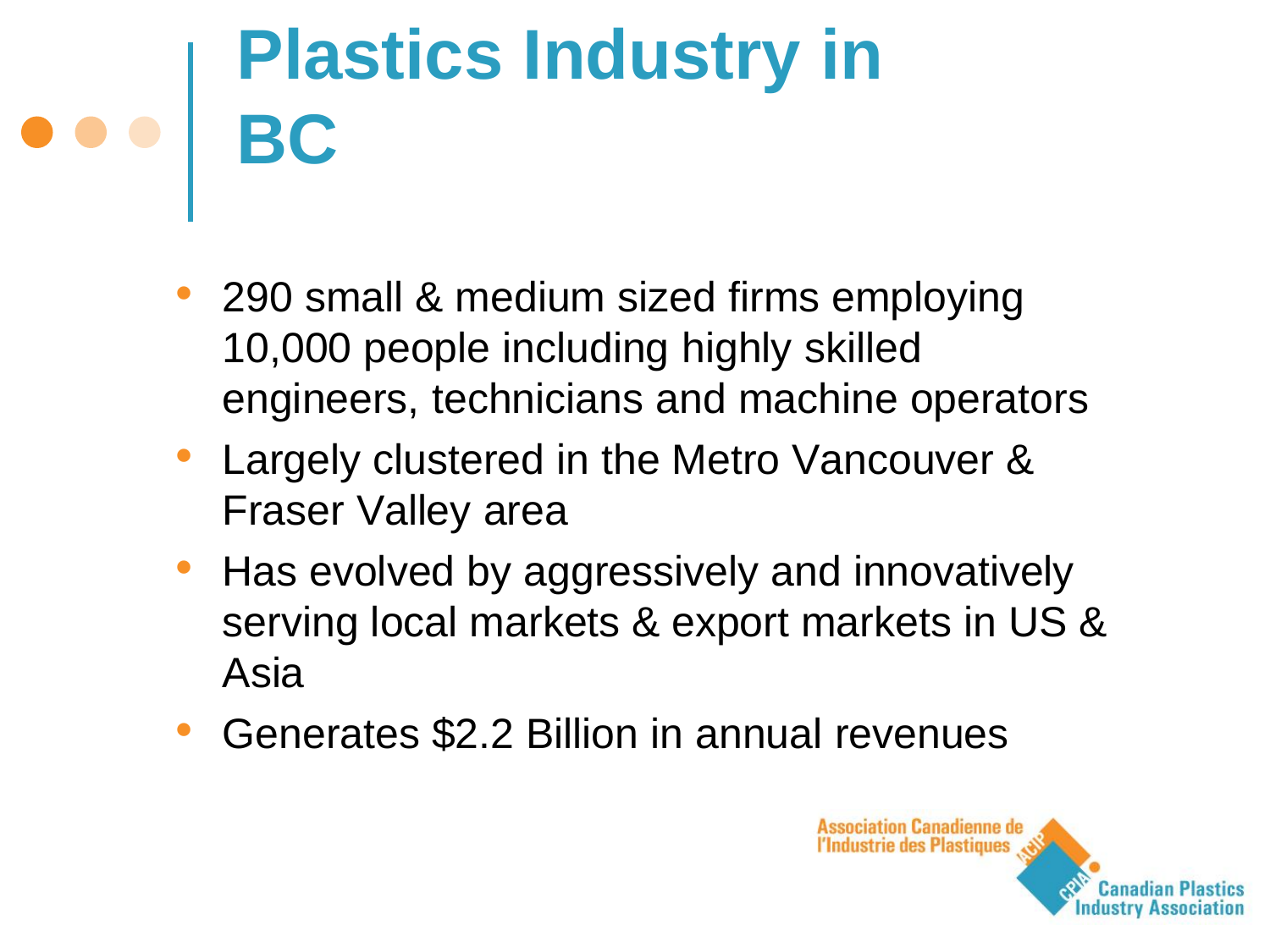# Plastics Industry in BC

- 290 small & medium sized firms employing 10,000 people including highly skilled engineers, technicians and machine operators
- Largely clustered in the Metro Vancouver & Fraser Valley area
- Has evolved by aggressively and innovatively serving local markets & export markets in US & Asia
- Generates $2.2 Billion in annual revenues

Association Canadienne de l'Industrie des Plastiques
Canadian Plastics Industry Association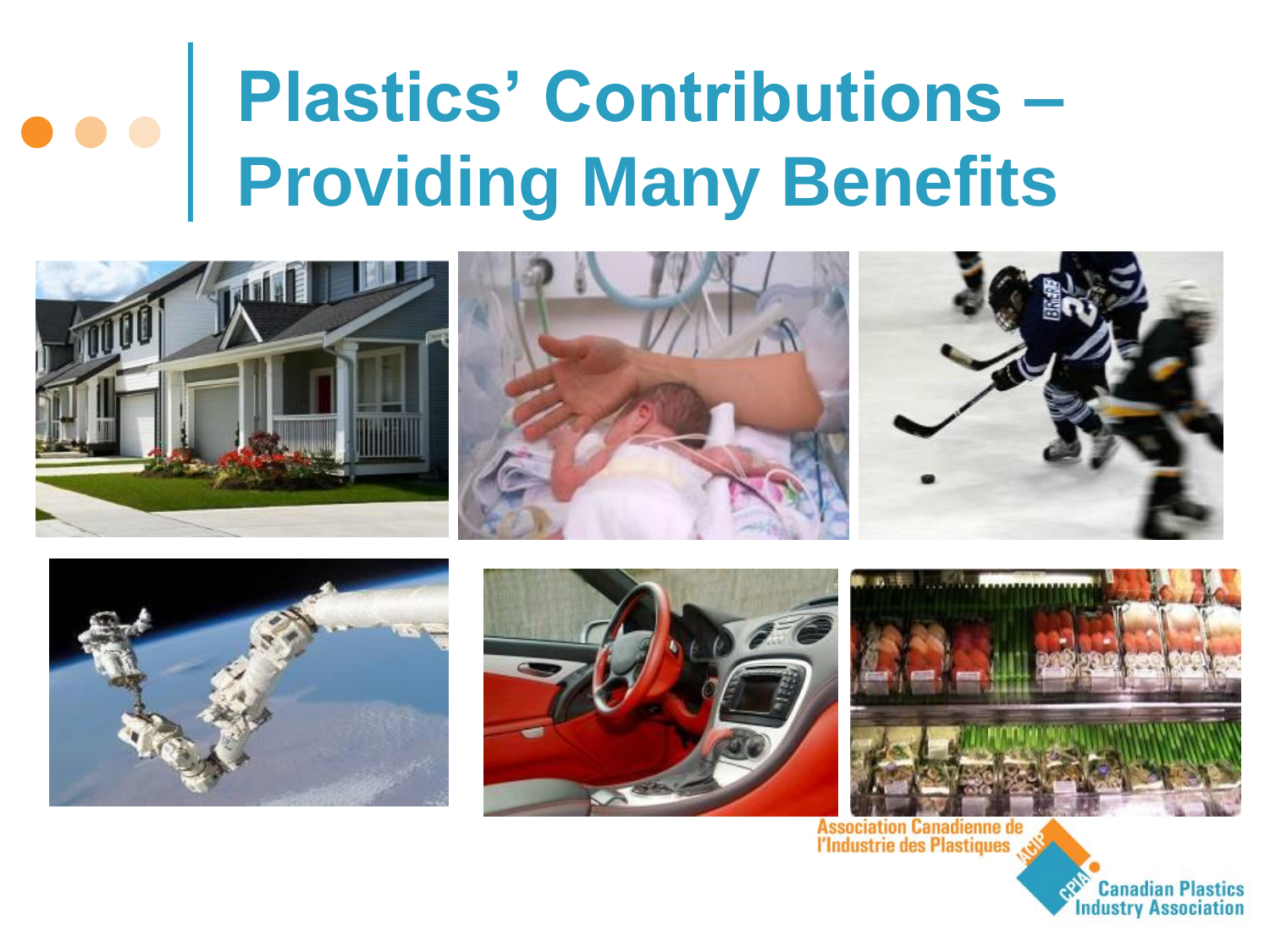# Plastics' Contributions – Providing Many Benefits

Association Canadienne de l'Industrie des Plastiques

Canadian Plastics Industry Association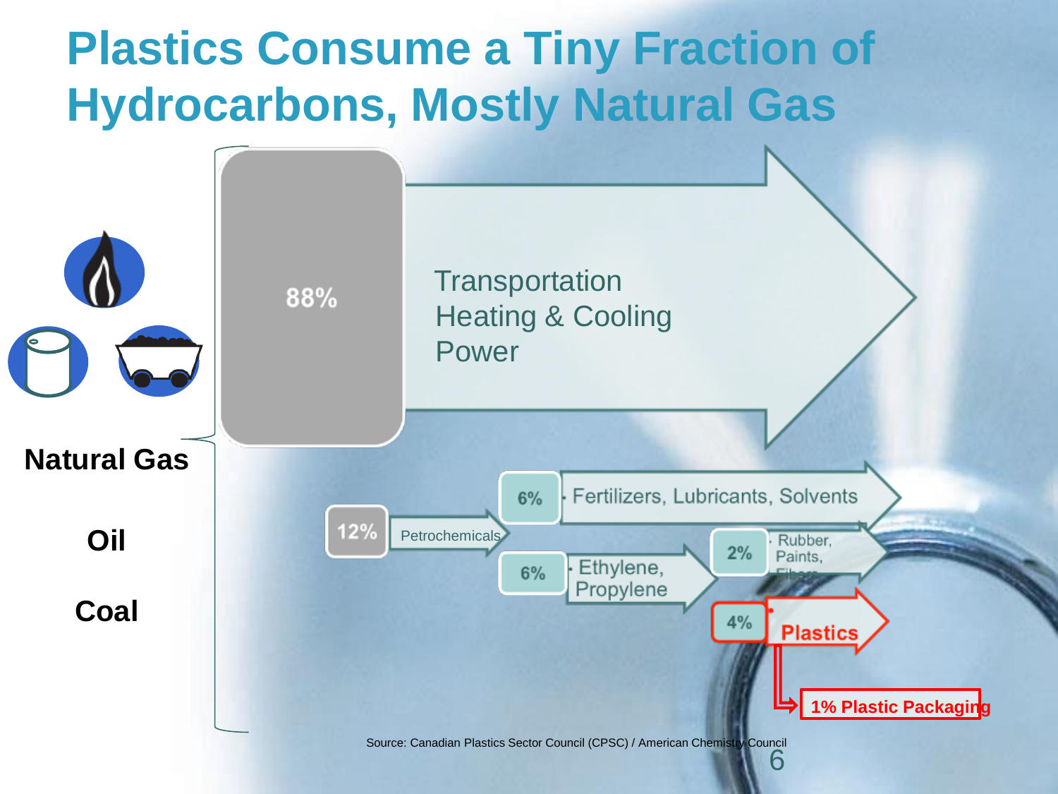# Plastics Consume a Tiny Fraction of Hydrocarbons, Mostly Natural Gas

Natural Gas

Oil

Coal

- 88% — Transportation, Heating & Cooling, Power
- 12% — Petrochemicals
  - 6% — Fertilizers, Lubricants, Solvents
  - 6% — Ethylene, Propylene
    - 2% — Rubber, Paints, Fibers
    - 4% — Plastics
      - 1% Plastic Packaging

Source: Canadian Plastics Sector Council (CPSC) / American Chemistry Council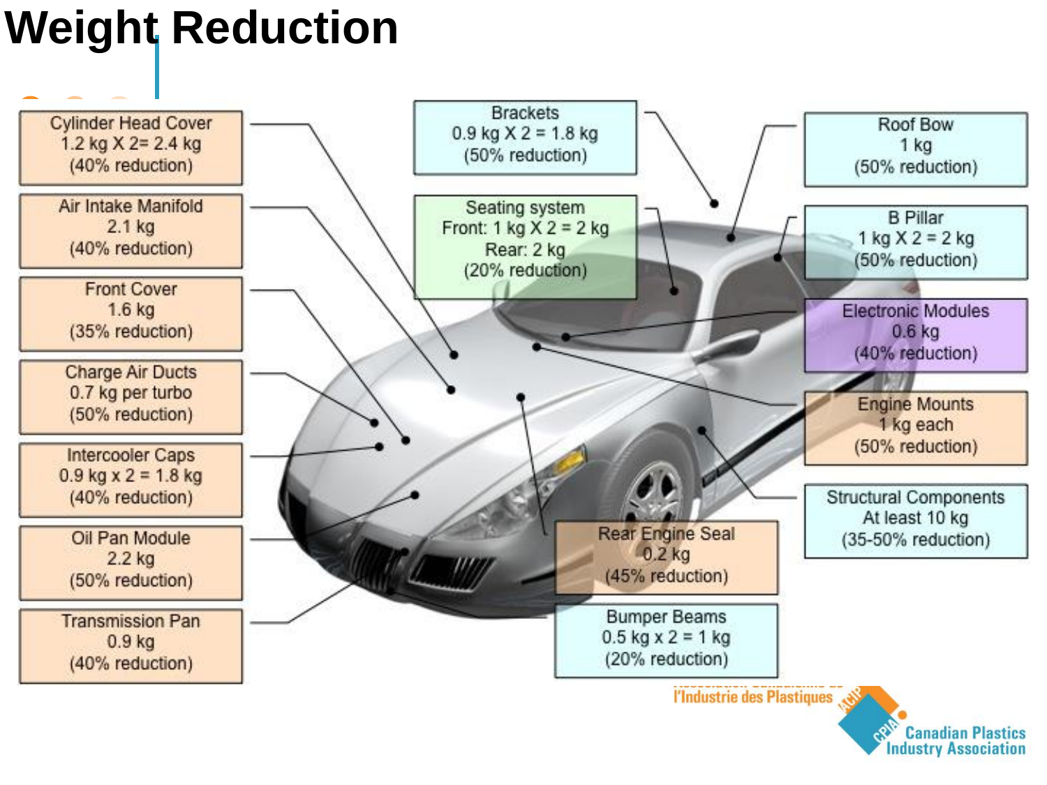# Weight Reduction

Cylinder Head Cover
1.2 kg X 2= 2.4 kg
(40% reduction)

Air Intake Manifold
2.1 kg
(40% reduction)

Front Cover
1.6 kg
(35% reduction)

Charge Air Ducts
0.7 kg per turbo
(50% reduction)

Intercooler Caps
0.9 kg x 2 = 1.8 kg
(40% reduction)

Oil Pan Module
2.2 kg
(50% reduction)

Transmission Pan
0.9 kg
(40% reduction)

Brackets
0.9 kg X 2 = 1.8 kg
(50% reduction)

Seating system
Front: 1 kg X 2 = 2 kg
Rear: 2 kg
(20% reduction)

Roof Bow
1 kg
(50% reduction)

B Pillar
1 kg X 2 = 2 kg
(50% reduction)

Electronic Modules
0.6 kg
(40% reduction)

Engine Mounts
1 kg each
(50% reduction)

Structural Components
At least 10 kg
(35-50% reduction)

Rear Engine Seal
0.2 kg
(45% reduction)

Bumper Beams
0.5 kg x 2 = 1 kg
(20% reduction)

l'Industrie des Plastiques
Canadian Plastics Industry Association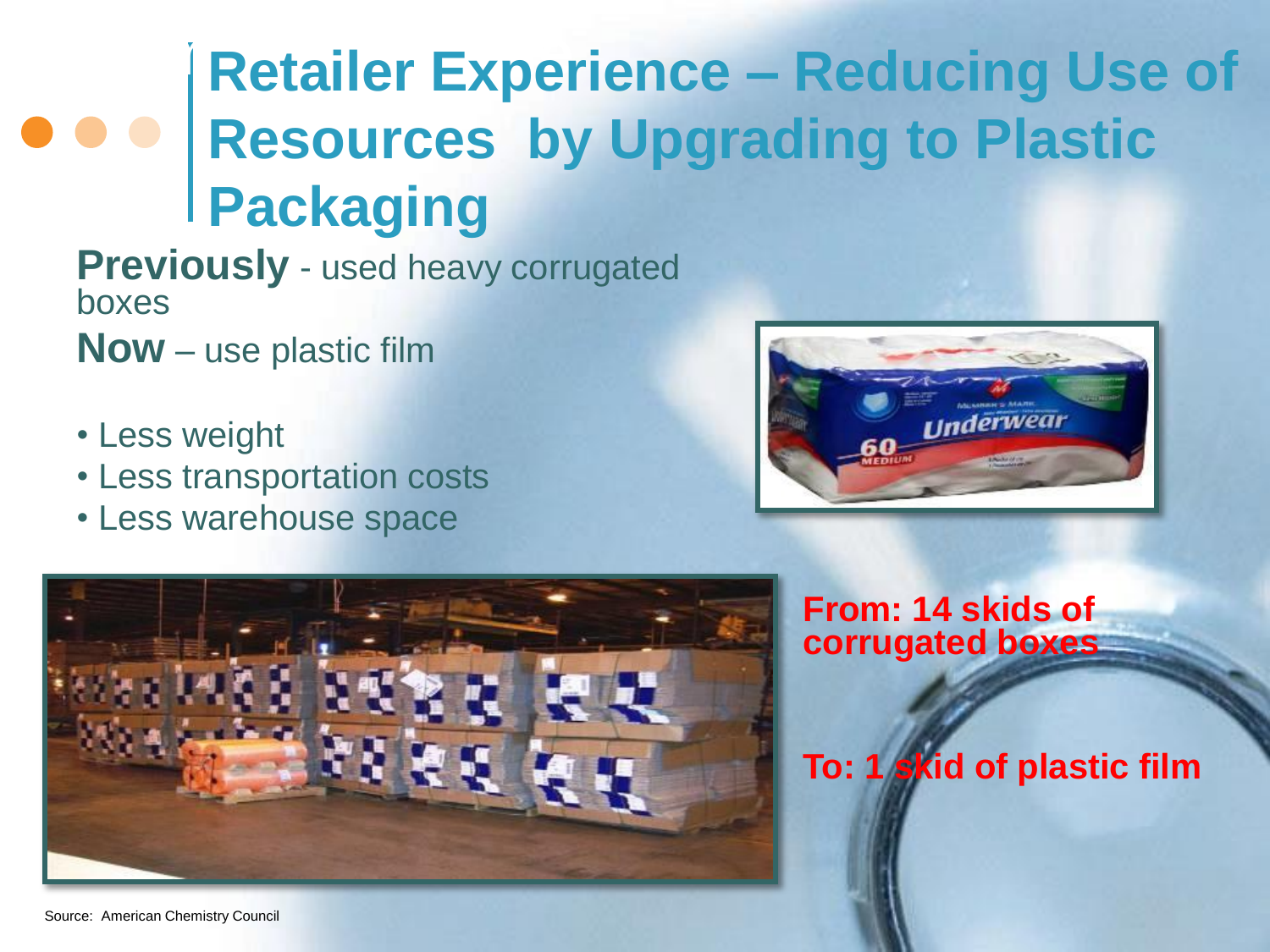# Retailer Experience – Reducing Use of Resources by Upgrading to Plastic Packaging

**Previously** - used heavy corrugated boxes

**Now** – use plastic film

- Less weight
- Less transportation costs
- Less warehouse space

**From: 14 skids of corrugated boxes**

**To: 1 skid of plastic film**

Source: American Chemistry Council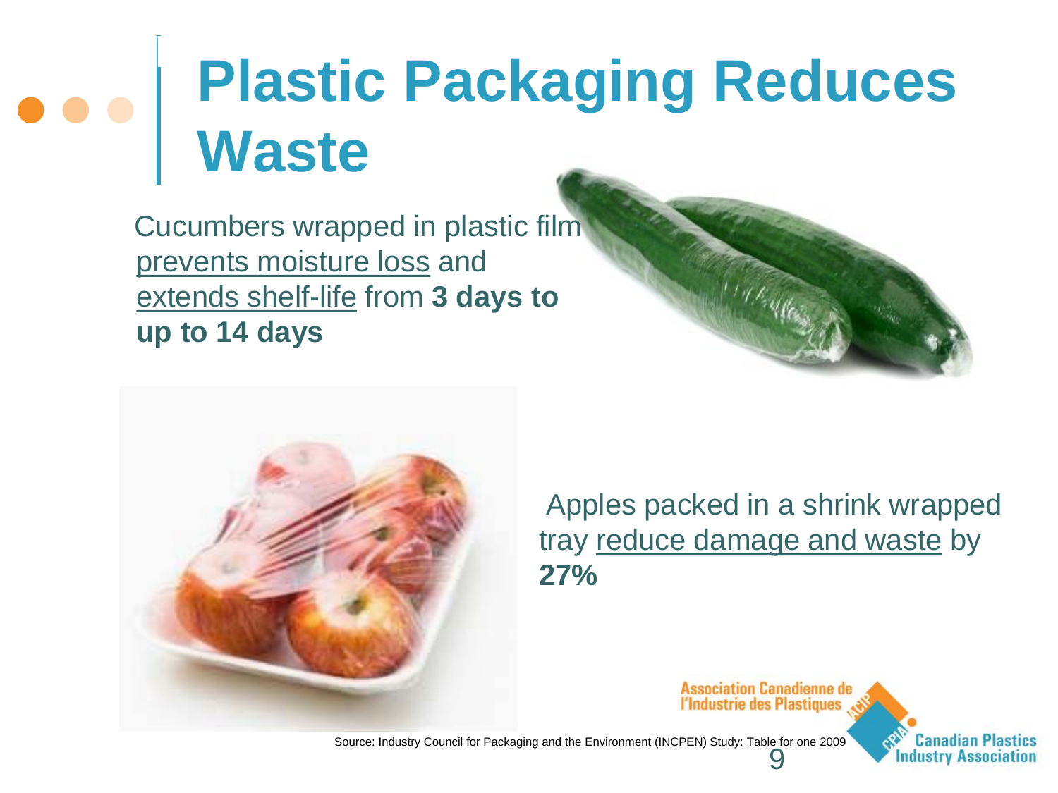# Plastic Packaging Reduces Waste

Cucumbers wrapped in plastic film prevents moisture loss and extends shelf-life from **3 days to up to 14 days**

Apples packed in a shrink wrapped tray reduce damage and waste by **27%**

Source: Industry Council for Packaging and the Environment (INCPEN) Study: Table for one 2009

Association Canadienne de l'Industrie des Plastiques

Canadian Plastics Industry Association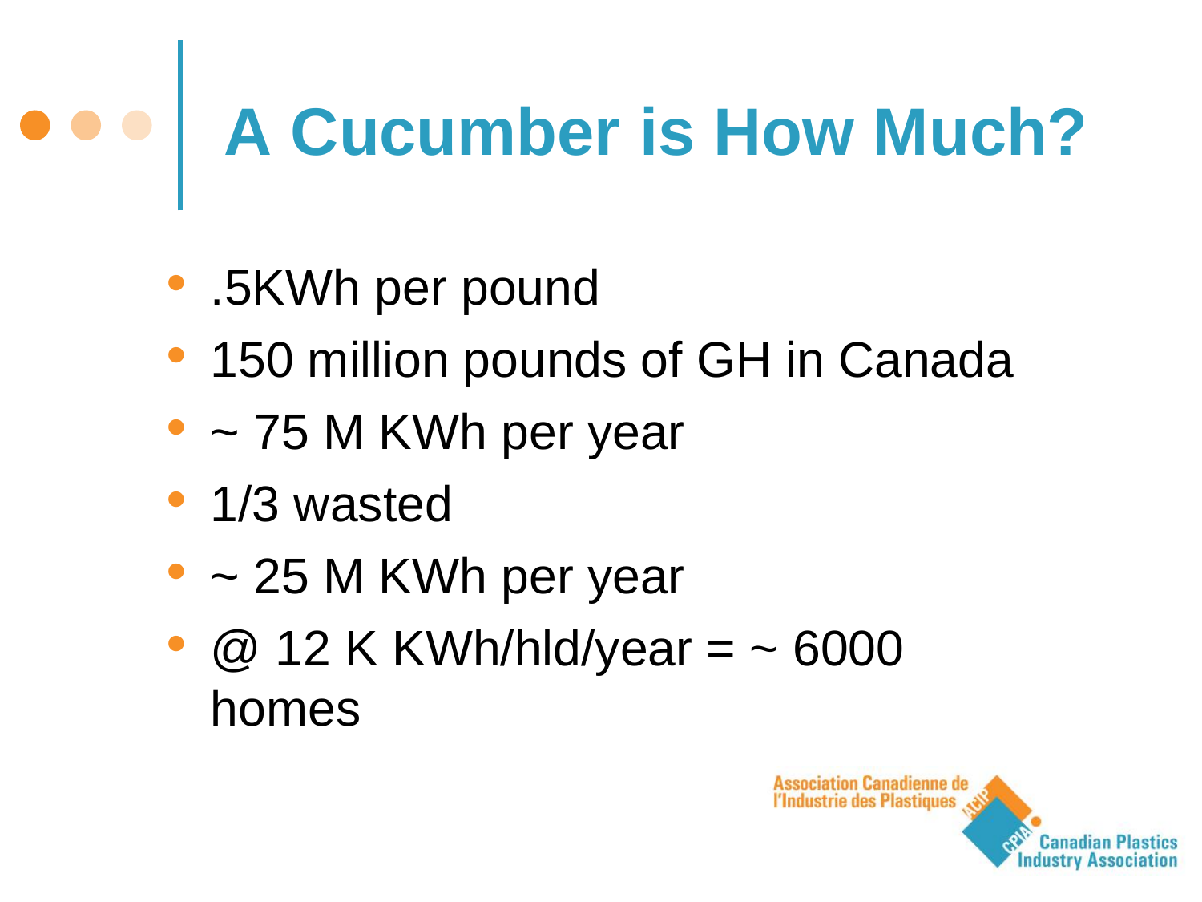# A Cucumber is How Much?

- .5KWh per pound
- 150 million pounds of GH in Canada
- ~ 75 M KWh per year
- 1/3 wasted
- ~ 25 M KWh per year
- @ 12 K KWh/hld/year = ~ 6000 homes

Association Canadienne de l'Industrie des Plastiques
Canadian Plastics Industry Association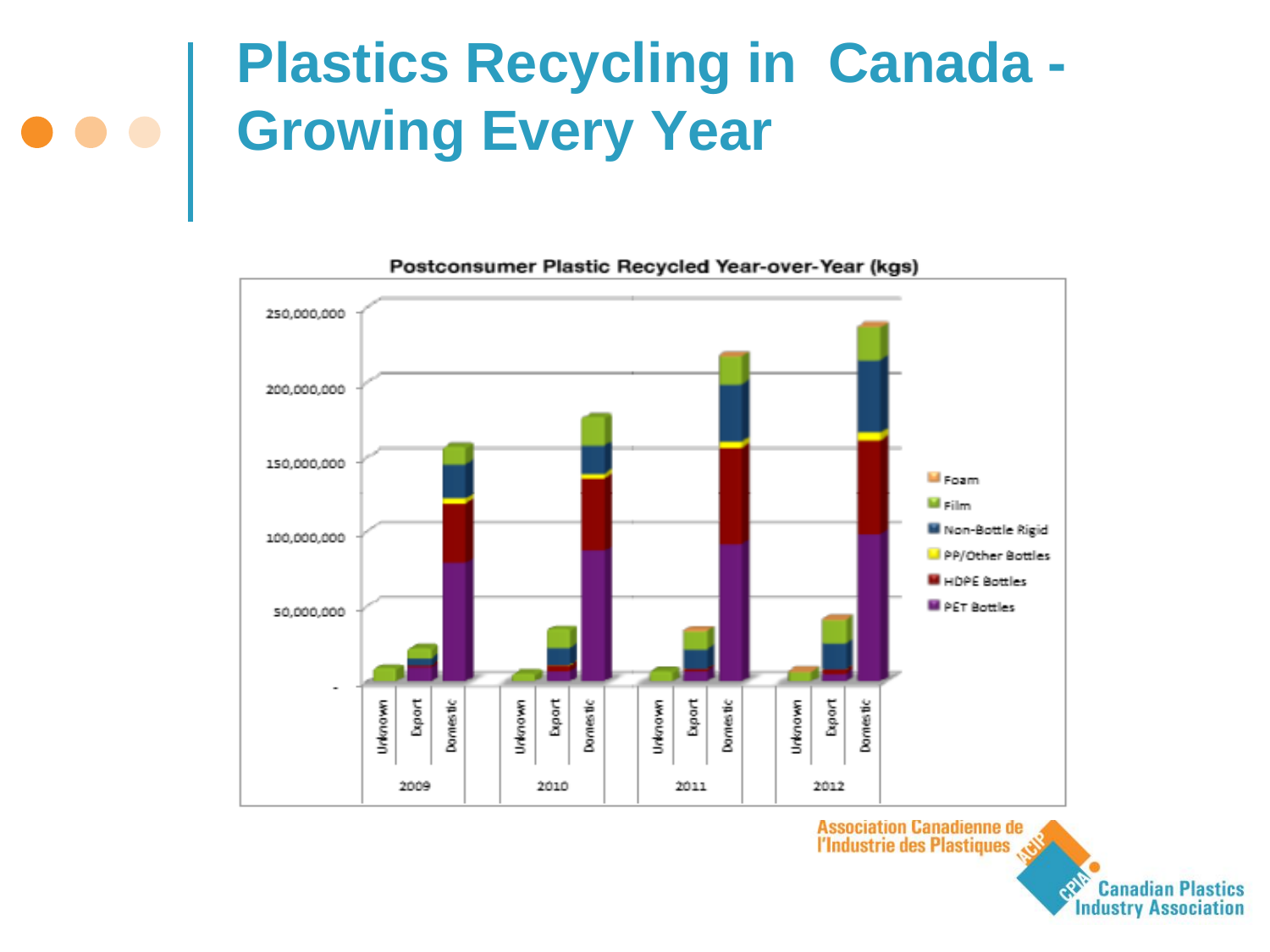# Plastics Recycling in Canada - Growing Every Year

**Postconsumer Plastic Recycled Year-over-Year (kgs)**

Association Canadienne de l'Industrie des Plastiques

Canadian Plastics Industry Association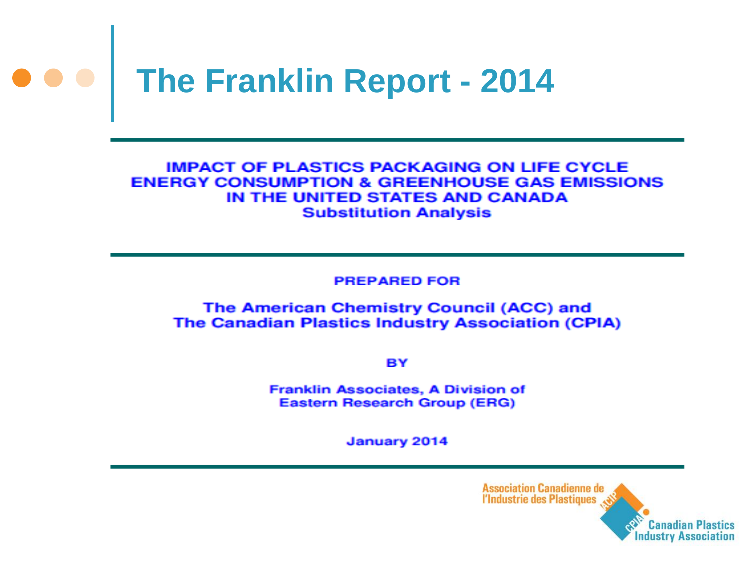# The Franklin Report - 2014

**IMPACT OF PLASTICS PACKAGING ON LIFE CYCLE ENERGY CONSUMPTION & GREENHOUSE GAS EMISSIONS IN THE UNITED STATES AND CANADA**
**Substitution Analysis**

**PREPARED FOR**

**The American Chemistry Council (ACC) and The Canadian Plastics Industry Association (CPIA)**

**BY**

**Franklin Associates, A Division of Eastern Research Group (ERG)**

**January 2014**

Association Canadienne de l'Industrie des Plastiques

Canadian Plastics Industry Association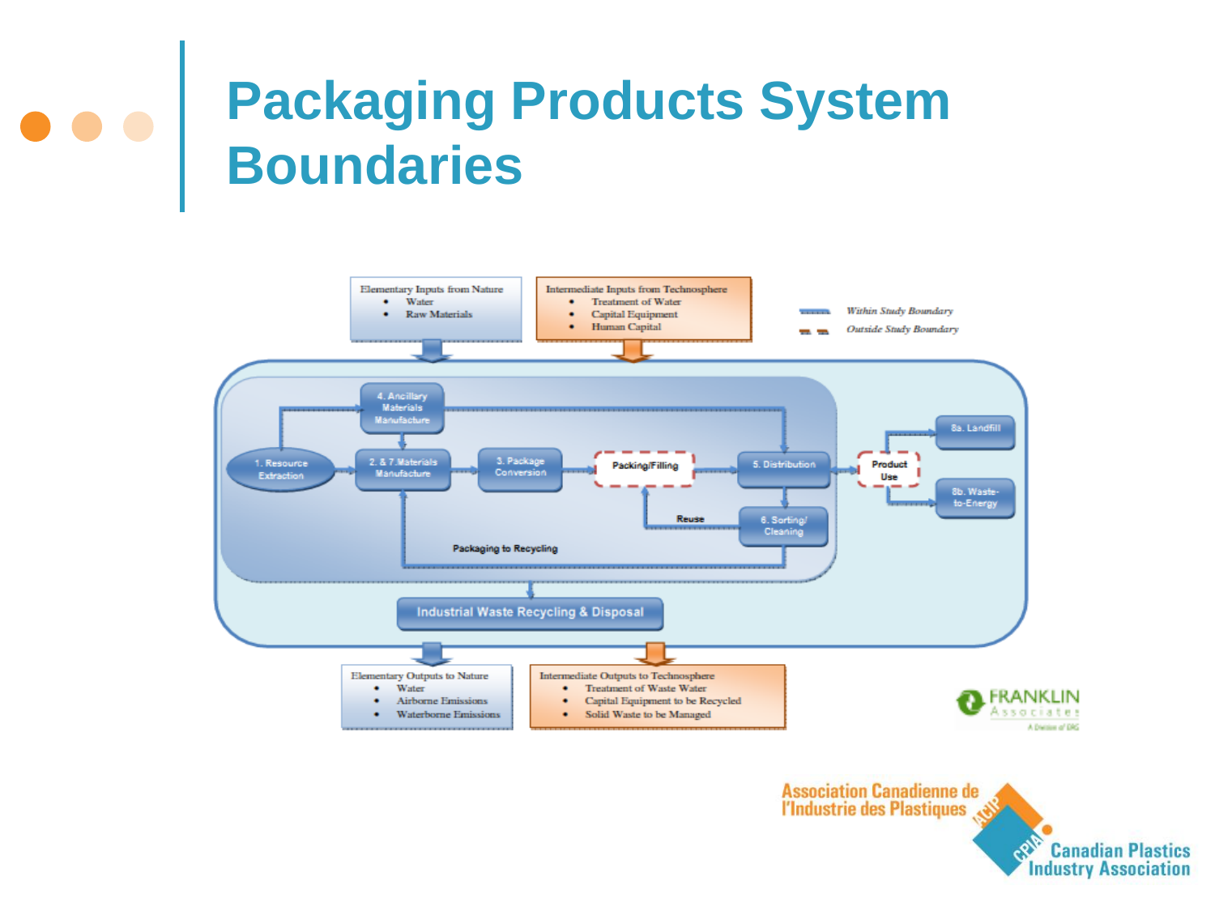# Packaging Products System Boundaries

Elementary Inputs from Nature
- Water
- Raw Materials

Intermediate Inputs from Technosphere
- Treatment of Water
- Capital Equipment
- Human Capital

*Within Study Boundary*

*Outside Study Boundary*

1. Resource Extraction

4. Ancillary Materials Manufacture

2. & 7. Materials Manufacture

3. Package Conversion

Packing/Filling

5. Distribution

6. Sorting/ Cleaning

Reuse

Packaging to Recycling

Product Use

8a. Landfill

8b. Waste-to-Energy

Industrial Waste Recycling & Disposal

Elementary Outputs to Nature
- Water
- Airborne Emissions
- Waterborne Emissions

Intermediate Outputs to Technosphere
- Treatment of Waste Water
- Capital Equipment to be Recycled
- Solid Waste to be Managed

FRANKLIN Associates — A Division of ERG

Association Canadienne de l'Industrie des Plastiques — ACIP / CPIA — Canadian Plastics Industry Association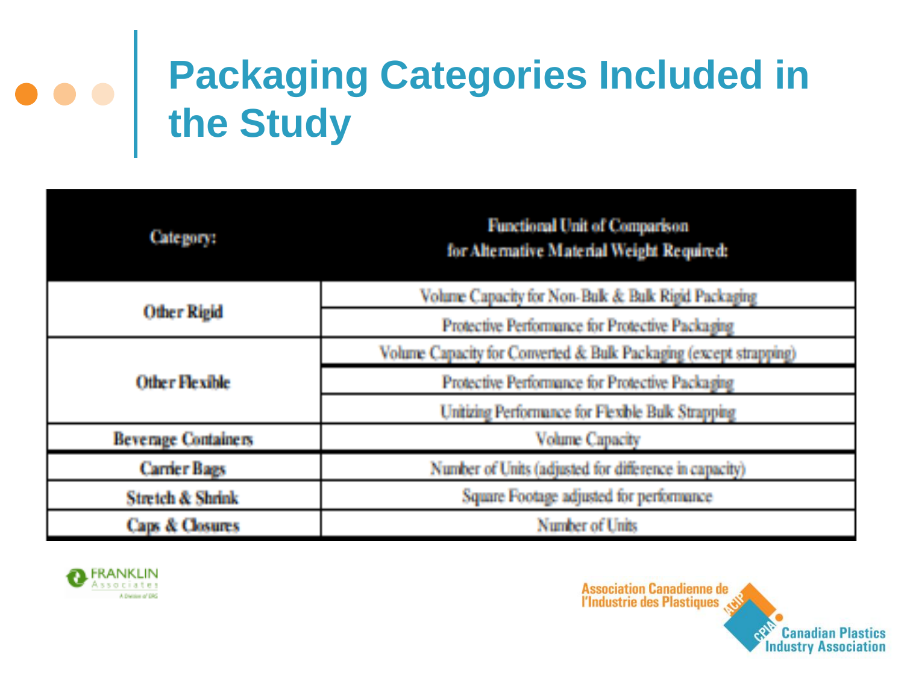# Packaging Categories Included in the Study

| Category: | Functional Unit of Comparison for Alternative Material Weight Required: |
| --- | --- |
| Other Rigid | Volume Capacity for Non-Bulk & Bulk Rigid Packaging |
| | Protective Performance for Protective Packaging |
| Other Flexible | Volume Capacity for Converted & Bulk Packaging (except strapping) |
| | Protective Performance for Protective Packaging |
| | Unitizing Performance for Flexible Bulk Strapping |
| Beverage Containers | Volume Capacity |
| Carrier Bags | Number of Units (adjusted for difference in capacity) |
| Stretch & Shrink | Square Footage adjusted for performance |
| Caps & Closures | Number of Units |

FRANKLIN Associates
A Division of ERG

Association Canadienne de l'Industrie des Plastiques

Canadian Plastics Industry Association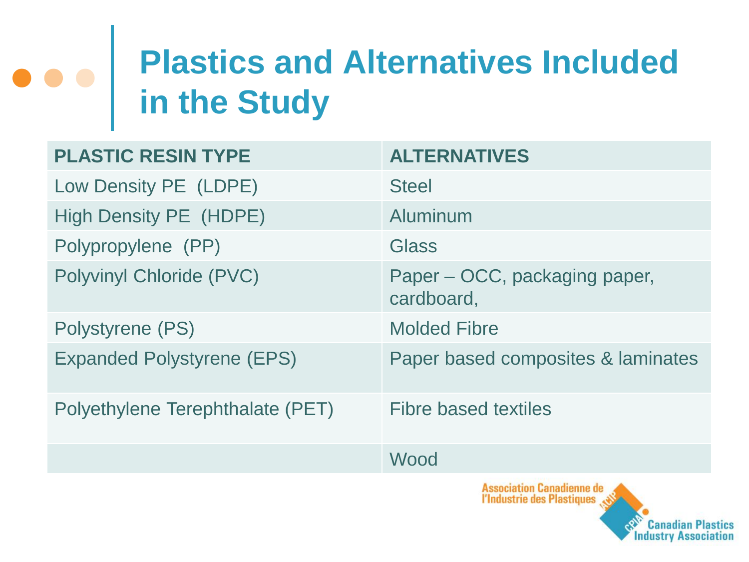# Plastics and Alternatives Included in the Study

| PLASTIC RESIN TYPE | ALTERNATIVES |
|---|---|
| Low Density PE (LDPE) | Steel |
| High Density PE (HDPE) | Aluminum |
| Polypropylene (PP) | Glass |
| Polyvinyl Chloride (PVC) | Paper – OCC, packaging paper, cardboard, |
| Polystyrene (PS) | Molded Fibre |
| Expanded Polystyrene (EPS) | Paper based composites & laminates |
| Polyethylene Terephthalate (PET) | Fibre based textiles |
| | Wood |

Association Canadienne de l'Industrie des Plastiques

Canadian Plastics Industry Association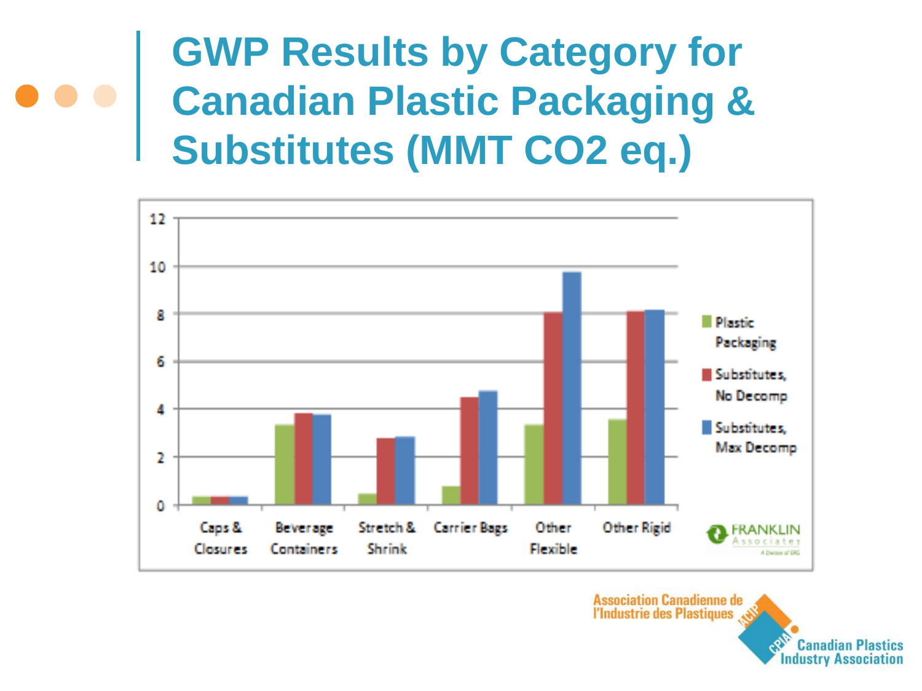# GWP Results by Category for Canadian Plastic Packaging & Substitutes (MMT $CO_2$ eq.)

12
10
8
6
4
2
0

Caps & Closures | Beverage Containers | Stretch & Shrink | Carrier Bags | Other Flexible | Other Rigid

Plastic Packaging

Substitutes, No Decomp

Substitutes, Max Decomp

FRANKLIN Associates

A Division of ERG

Association Canadienne de l'Industrie des Plastiques

ACIP CPIA

Canadian Plastics Industry Association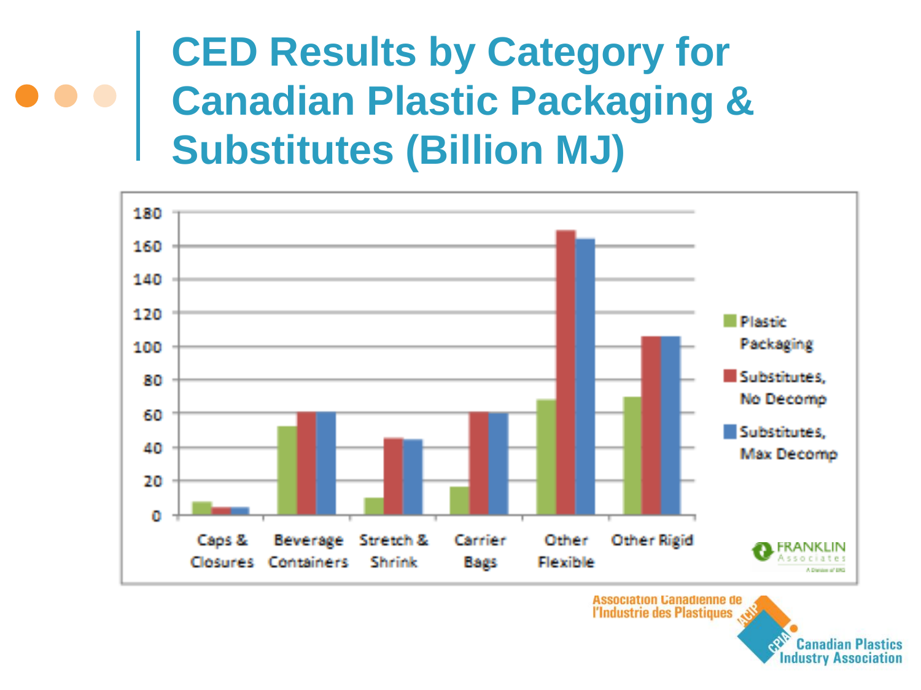# CED Results by Category for Canadian Plastic Packaging & Substitutes (Billion MJ)

| Category | Plastic Packaging | Substitutes, No Decomp | Substitutes, Max Decomp |
|---|---|---|---|
| Caps & Closures | ~8 | ~4 | ~4 |
| Beverage Containers | ~52 | ~61 | ~61 |
| Stretch & Shrink | ~10 | ~45 | ~44 |
| Carrier Bags | ~17 | ~61 | ~60 |
| Other Flexible | ~68 | ~170 | ~165 |
| Other Rigid | ~70 | ~106 | ~106 |

FRANKLIN Associates

Association Canadienne de l'Industrie des Plastiques

Canadian Plastics Industry Association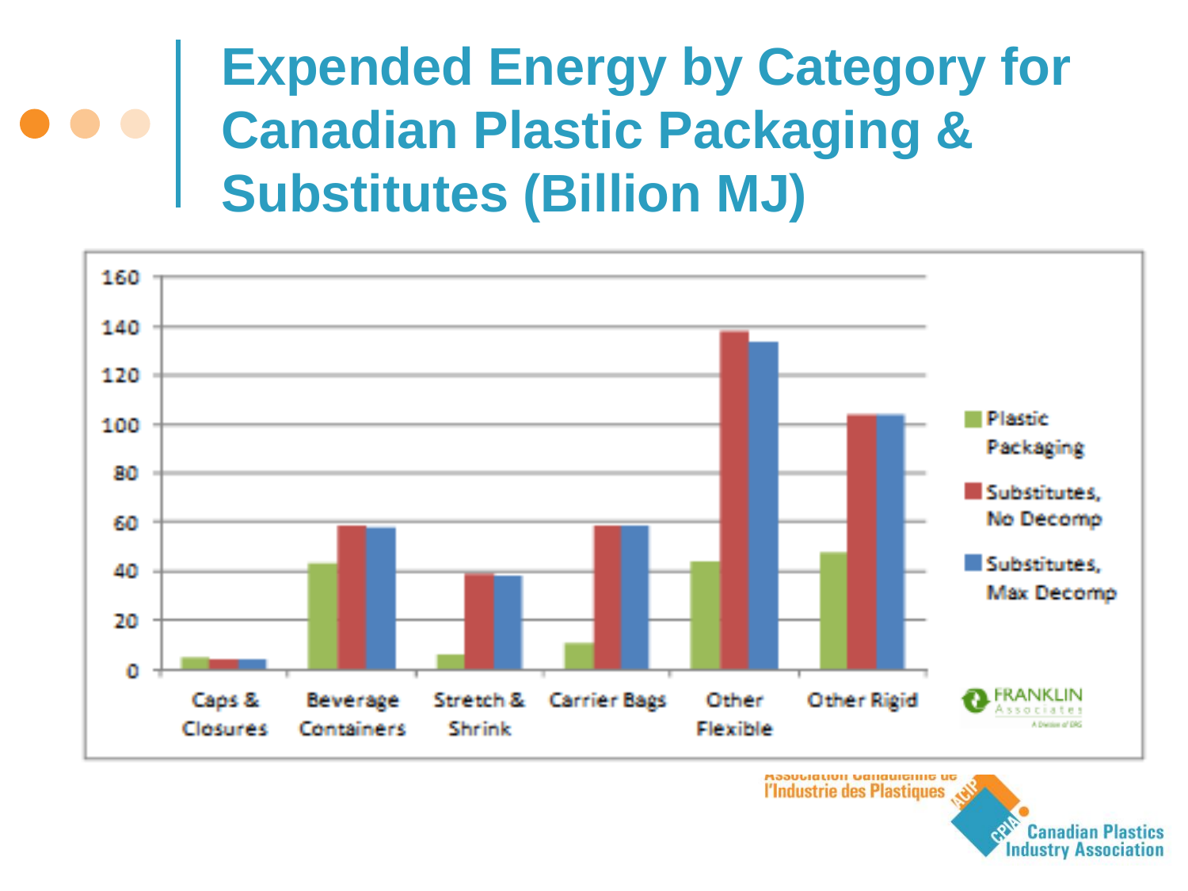# Expended Energy by Category for Canadian Plastic Packaging & Substitutes (Billion MJ)

| Category | Plastic Packaging | Substitutes, No Decomp | Substitutes, Max Decomp |
|---|---|---|---|
| Caps & Closures | 5 | 4 | 4 |
| Beverage Containers | 43 | 58 | 58 |
| Stretch & Shrink | 6 | 39 | 38 |
| Carrier Bags | 11 | 58 | 58 |
| Other Flexible | 44 | 138 | 134 |
| Other Rigid | 48 | 104 | 104 |

FRANKLIN Associates

Association Canadienne de l'Industrie des Plastiques

Canadian Plastics Industry Association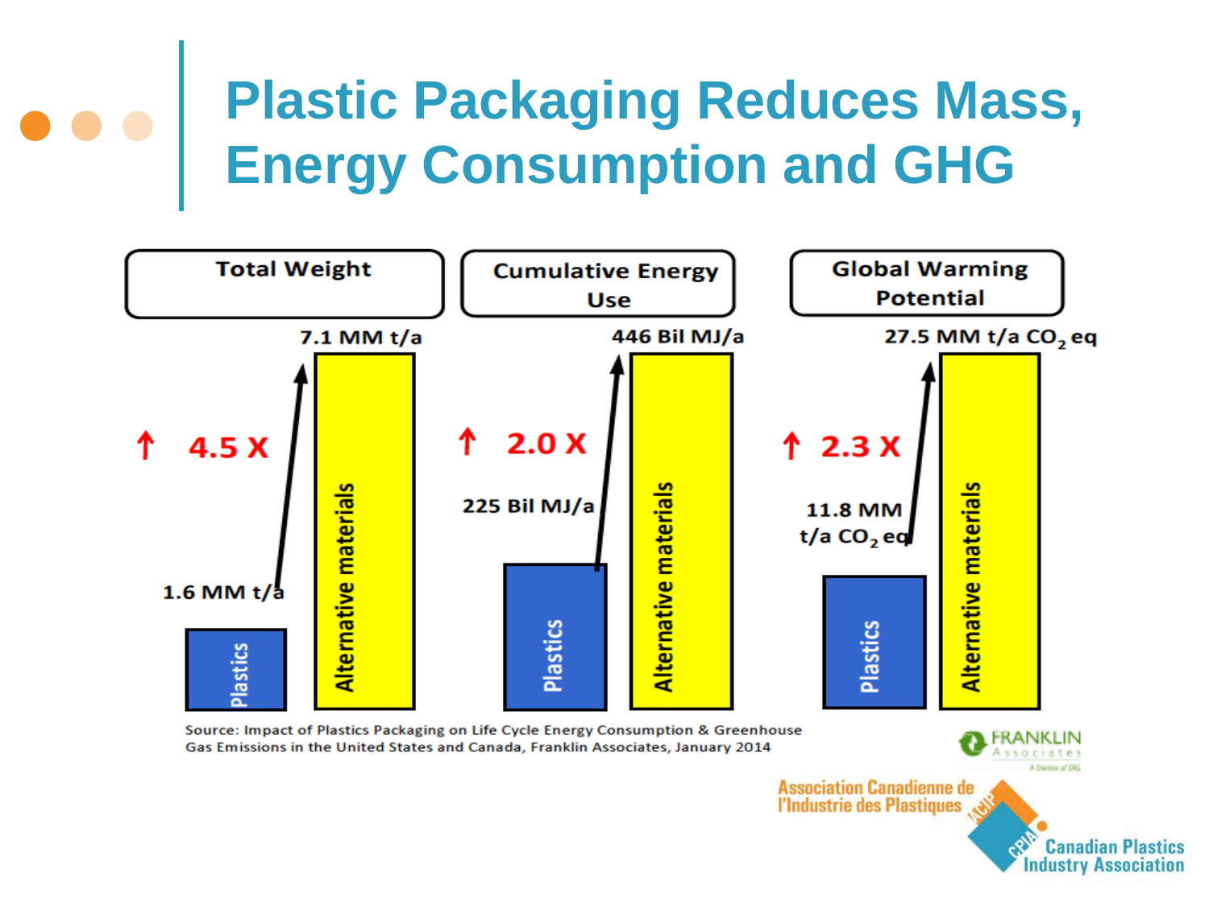# Plastic Packaging Reduces Mass, Energy Consumption and GHG

| | Total Weight | Cumulative Energy Use | Global Warming Potential |
|---|---|---|---|
| Plastics | 1.6 MM t/a | 225 Bil MJ/a | 11.8 MM t/a $CO_2$ eq |
| Alternative materials | 7.1 MM t/a | 446 Bil MJ/a | 27.5 MM t/a $CO_2$ eq |
| Increase | ↑ 4.5 X | ↑ 2.0 X | ↑ 2.3 X |

Source: Impact of Plastics Packaging on Life Cycle Energy Consumption & Greenhouse Gas Emissions in the United States and Canada, Franklin Associates, January 2014

FRANKLIN Associates

Association Canadienne de l'Industrie des Plastiques

Canadian Plastics Industry Association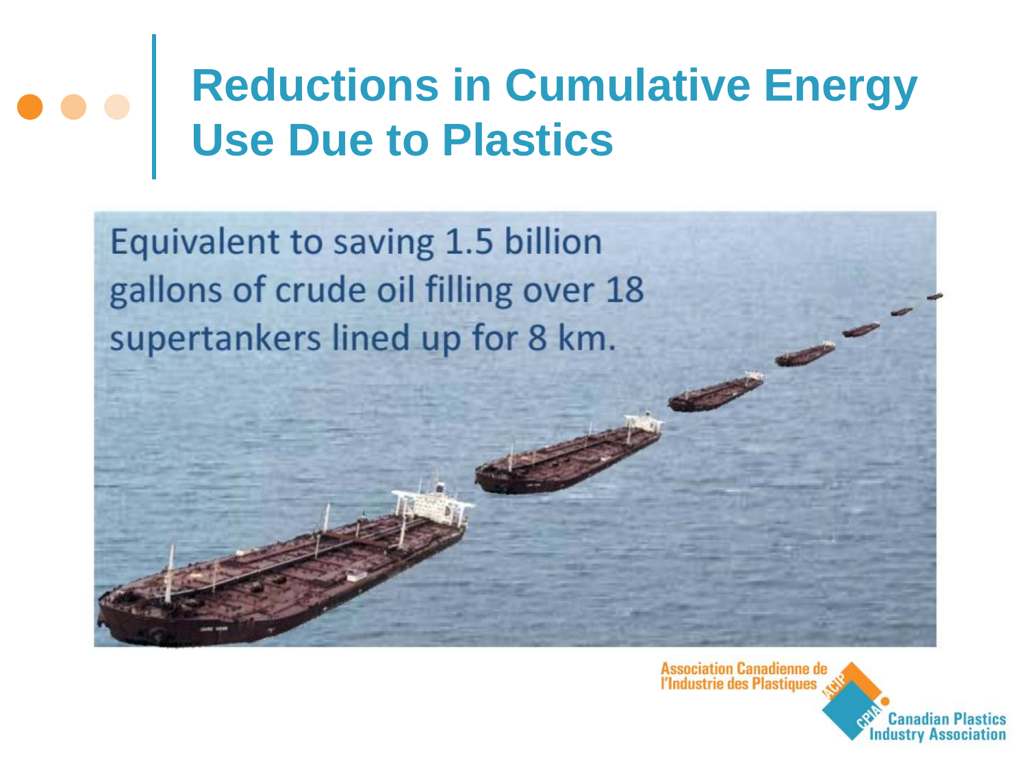# Reductions in Cumulative Energy Use Due to Plastics

Equivalent to saving 1.5 billion gallons of crude oil filling over 18 supertankers lined up for 8 km.

Association Canadienne de l'Industrie des Plastiques

Canadian Plastics Industry Association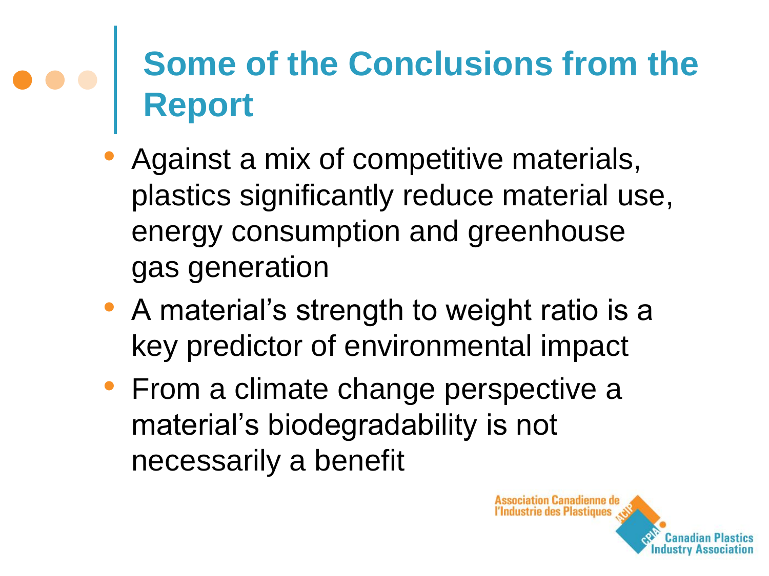# Some of the Conclusions from the Report

- Against a mix of competitive materials, plastics significantly reduce material use, energy consumption and greenhouse gas generation
- A material's strength to weight ratio is a key predictor of environmental impact
- From a climate change perspective a material's biodegradability is not necessarily a benefit

Association Canadienne de l'Industrie des Plastiques
Canadian Plastics Industry Association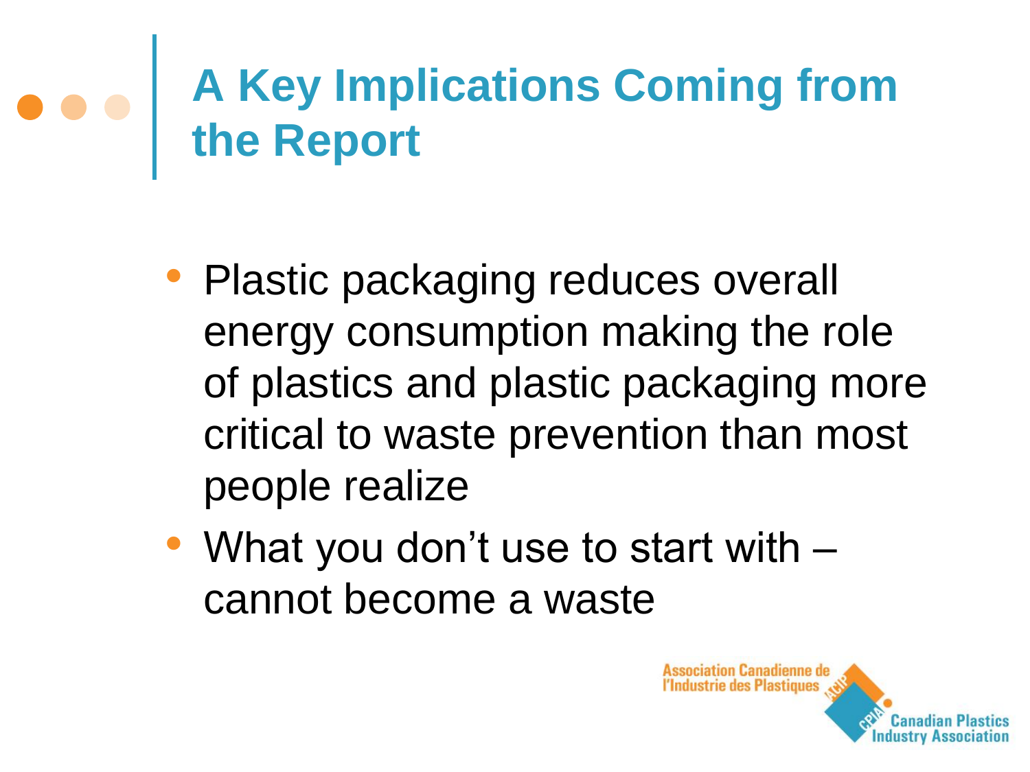# A Key Implications Coming from the Report

- Plastic packaging reduces overall energy consumption making the role of plastics and plastic packaging more critical to waste prevention than most people realize
- What you don't use to start with – cannot become a waste

Association Canadienne de l'Industrie des Plastiques

Canadian Plastics Industry Association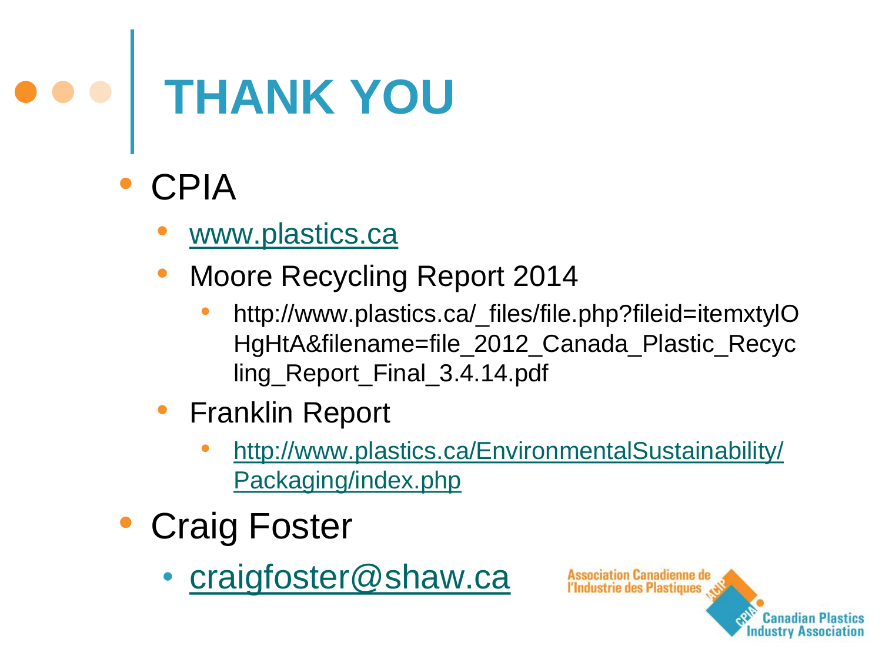# THANK YOU

- CPIA
  - www.plastics.ca
  - Moore Recycling Report 2014
    - http://www.plastics.ca/_files/file.php?fileid=itemxtylOHgHtA&filename=file_2012_Canada_Plastic_Recycling_Report_Final_3.4.14.pdf
  - Franklin Report
    - http://www.plastics.ca/EnvironmentalSustainability/Packaging/index.php
- Craig Foster
  - craigfoster@shaw.ca

Association Canadienne de l'Industrie des Plastiques
ACIP
CPIA
Canadian Plastics Industry Association